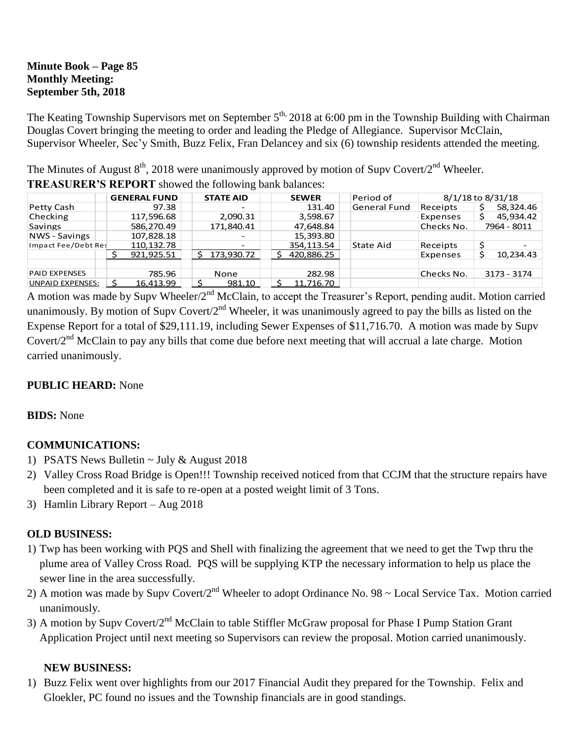**Minute Book – Page 85**
**Monthly Meeting:**
**September 5th, 2018**

The Keating Township Supervisors met on September 5th, 2018 at 6:00 pm in the Township Building with Chairman Douglas Covert bringing the meeting to order and leading the Pledge of Allegiance. Supervisor McClain, Supervisor Wheeler, Sec'y Smith, Buzz Felix, Fran Delancey and six (6) township residents attended the meeting.

The Minutes of August 8th, 2018 were unanimously approved by motion of Supv Covert/2nd Wheeler.

**TREASURER'S REPORT** showed the following bank balances:

| | GENERAL FUND | STATE AID | SEWER | Period of | 8/1/18 to 8/31/18 | |
|---|---|---|---|---|---|---|
| Petty Cash | 97.38 | - | 131.40 | General Fund | Receipts | $ 58,324.46 |
| Checking | 117,596.68 | 2,090.31 | 3,598.67 | | Expenses | $ 45,934.42 |
| Savings | 586,270.49 | 171,840.41 | 47,648.84 | | Checks No. | 7964 - 8011 |
| NWS - Savings | 107,828.18 | - | 15,393.80 | | | |
| Impact Fee/Debt Res | 110,132.78 | - | 354,113.54 | State Aid | Receipts | $ - |
| | $ 921,925.51 | $ 173,930.72 | $ 420,886.25 | | Expenses | $ 10,234.43 |
| | | | | | | |
| PAID EXPENSES | 785.96 | None | 282.98 | | Checks No. | 3173 - 3174 |
| UNPAID EXPENSES: | $ 16,413.99 | $ 981.10 | $ 11,716.70 | | | |

A motion was made by Supv Wheeler/2nd McClain, to accept the Treasurer's Report, pending audit. Motion carried unanimously. By motion of Supv Covert/2nd Wheeler, it was unanimously agreed to pay the bills as listed on the Expense Report for a total of $29,111.19, including Sewer Expenses of $11,716.70. A motion was made by Supv Covert/2nd McClain to pay any bills that come due before next meeting that will accrual a late charge. Motion carried unanimously.

**PUBLIC HEARD:** None

**BIDS:** None

**COMMUNICATIONS:**

1) PSATS News Bulletin ~ July & August 2018
2) Valley Cross Road Bridge is Open!!! Township received noticed from that CCJM that the structure repairs have been completed and it is safe to re-open at a posted weight limit of 3 Tons.
3) Hamlin Library Report – Aug 2018

**OLD BUSINESS:**

1) Twp has been working with PQS and Shell with finalizing the agreement that we need to get the Twp thru the plume area of Valley Cross Road. PQS will be supplying KTP the necessary information to help us place the sewer line in the area successfully.
2) A motion was made by Supv Covert/2nd Wheeler to adopt Ordinance No. 98 ~ Local Service Tax. Motion carried unanimously.
3) A motion by Supv Covert/2nd McClain to table Stiffler McGraw proposal for Phase I Pump Station Grant Application Project until next meeting so Supervisors can review the proposal. Motion carried unanimously.

**NEW BUSINESS:**

1) Buzz Felix went over highlights from our 2017 Financial Audit they prepared for the Township. Felix and Gloekler, PC found no issues and the Township financials are in good standings.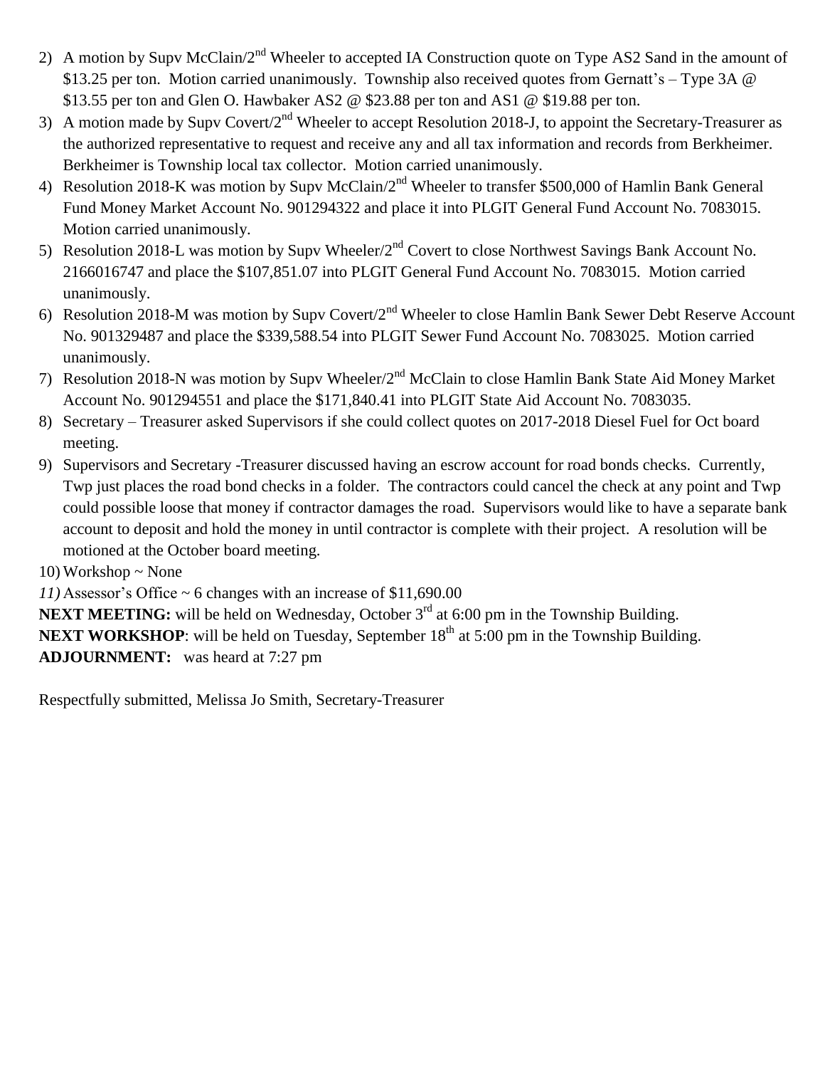2) A motion by Supv McClain/2nd Wheeler to accepted IA Construction quote on Type AS2 Sand in the amount of $13.25 per ton. Motion carried unanimously. Township also received quotes from Gernatt's – Type 3A @ $13.55 per ton and Glen O. Hawbaker AS2 @ $23.88 per ton and AS1 @ $19.88 per ton.
3) A motion made by Supv Covert/2nd Wheeler to accept Resolution 2018-J, to appoint the Secretary-Treasurer as the authorized representative to request and receive any and all tax information and records from Berkheimer. Berkheimer is Township local tax collector. Motion carried unanimously.
4) Resolution 2018-K was motion by Supv McClain/2nd Wheeler to transfer $500,000 of Hamlin Bank General Fund Money Market Account No. 901294322 and place it into PLGIT General Fund Account No. 7083015. Motion carried unanimously.
5) Resolution 2018-L was motion by Supv Wheeler/2nd Covert to close Northwest Savings Bank Account No. 2166016747 and place the $107,851.07 into PLGIT General Fund Account No. 7083015. Motion carried unanimously.
6) Resolution 2018-M was motion by Supv Covert/2nd Wheeler to close Hamlin Bank Sewer Debt Reserve Account No. 901329487 and place the $339,588.54 into PLGIT Sewer Fund Account No. 7083025. Motion carried unanimously.
7) Resolution 2018-N was motion by Supv Wheeler/2nd McClain to close Hamlin Bank State Aid Money Market Account No. 901294551 and place the $171,840.41 into PLGIT State Aid Account No. 7083035.
8) Secretary – Treasurer asked Supervisors if she could collect quotes on 2017-2018 Diesel Fuel for Oct board meeting.
9) Supervisors and Secretary -Treasurer discussed having an escrow account for road bonds checks. Currently, Twp just places the road bond checks in a folder. The contractors could cancel the check at any point and Twp could possible loose that money if contractor damages the road. Supervisors would like to have a separate bank account to deposit and hold the money in until contractor is complete with their project. A resolution will be motioned at the October board meeting.
10) Workshop ~ None
11) Assessor's Office ~ 6 changes with an increase of $11,690.00

**NEXT MEETING:** will be held on Wednesday, October 3rd at 6:00 pm in the Township Building.

**NEXT WORKSHOP**: will be held on Tuesday, September 18th at 5:00 pm in the Township Building.

**ADJOURNMENT:** was heard at 7:27 pm

Respectfully submitted, Melissa Jo Smith, Secretary-Treasurer